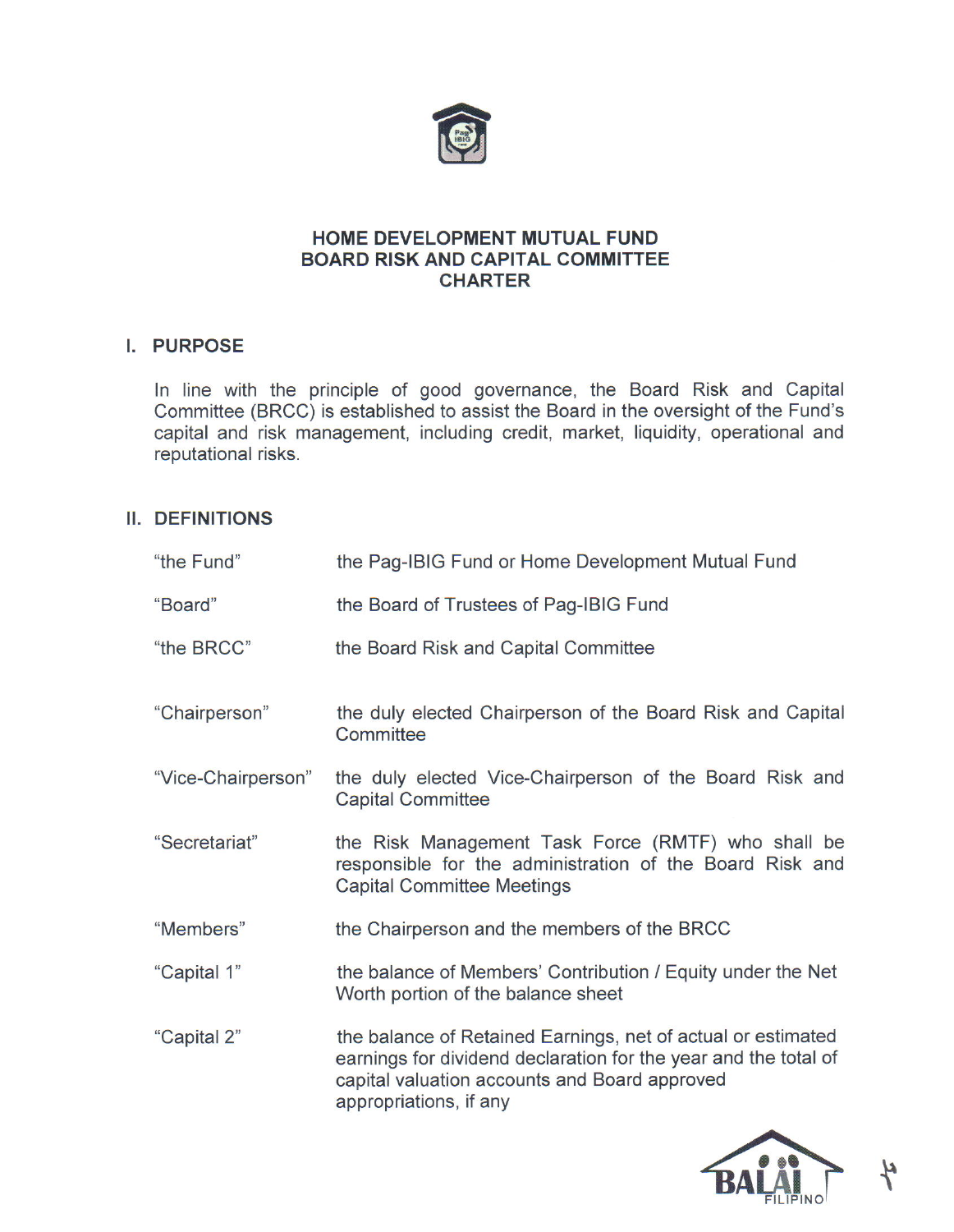# HOME DEVELOPMENT MUTUAL FUND
# BOARD RISK AND CAPITAL COMMITTEE
# CHARTER

## I. PURPOSE

In line with the principle of good governance, the Board Risk and Capital Committee (BRCC) is established to assist the Board in the oversight of the Fund's capital and risk management, including credit, market, liquidity, operational and reputational risks.

## II. DEFINITIONS

| | |
|---|---|
| "the Fund" | the Pag-IBIG Fund or Home Development Mutual Fund |
| "Board" | the Board of Trustees of Pag-IBIG Fund |
| "the BRCC" | the Board Risk and Capital Committee |
| "Chairperson" | the duly elected Chairperson of the Board Risk and Capital Committee |
| "Vice-Chairperson" | the duly elected Vice-Chairperson of the Board Risk and Capital Committee |
| "Secretariat" | the Risk Management Task Force (RMTF) who shall be responsible for the administration of the Board Risk and Capital Committee Meetings |
| "Members" | the Chairperson and the members of the BRCC |
| "Capital 1" | the balance of Members' Contribution / Equity under the Net Worth portion of the balance sheet |
| "Capital 2" | the balance of Retained Earnings, net of actual or estimated earnings for dividend declaration for the year and the total of capital valuation accounts and Board approved appropriations, if any |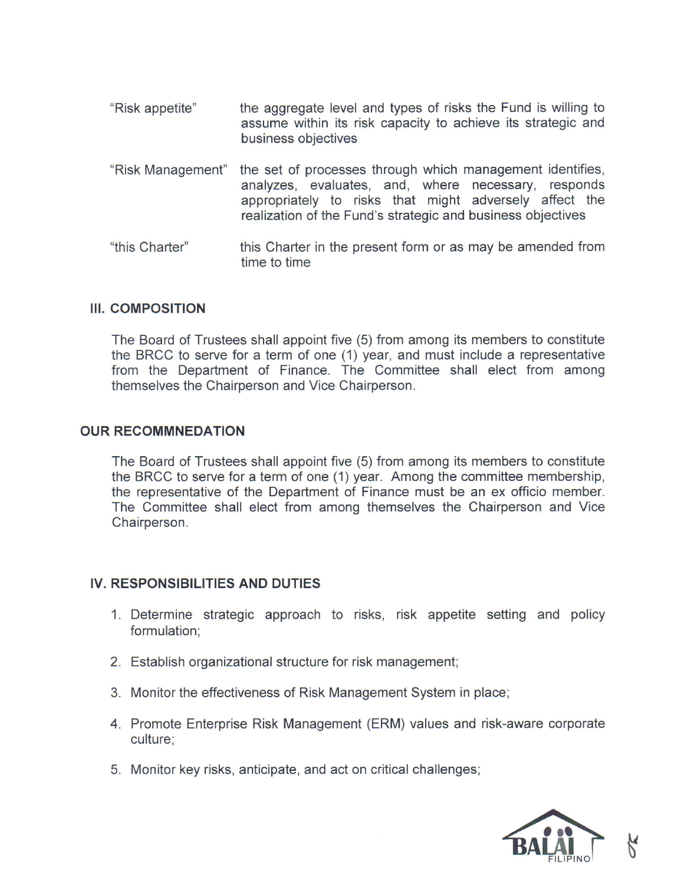"Risk appetite" — the aggregate level and types of risks the Fund is willing to assume within its risk capacity to achieve its strategic and business objectives

"Risk Management" — the set of processes through which management identifies, analyzes, evaluates, and, where necessary, responds appropriately to risks that might adversely affect the realization of the Fund's strategic and business objectives

"this Charter" — this Charter in the present form or as may be amended from time to time

## III. COMPOSITION

The Board of Trustees shall appoint five (5) from among its members to constitute the BRCC to serve for a term of one (1) year, and must include a representative from the Department of Finance. The Committee shall elect from among themselves the Chairperson and Vice Chairperson.

## OUR RECOMMNEDATION

The Board of Trustees shall appoint five (5) from among its members to constitute the BRCC to serve for a term of one (1) year. Among the committee membership, the representative of the Department of Finance must be an ex officio member. The Committee shall elect from among themselves the Chairperson and Vice Chairperson.

## IV. RESPONSIBILITIES AND DUTIES

1. Determine strategic approach to risks, risk appetite setting and policy formulation;
2. Establish organizational structure for risk management;
3. Monitor the effectiveness of Risk Management System in place;
4. Promote Enterprise Risk Management (ERM) values and risk-aware corporate culture;
5. Monitor key risks, anticipate, and act on critical challenges;